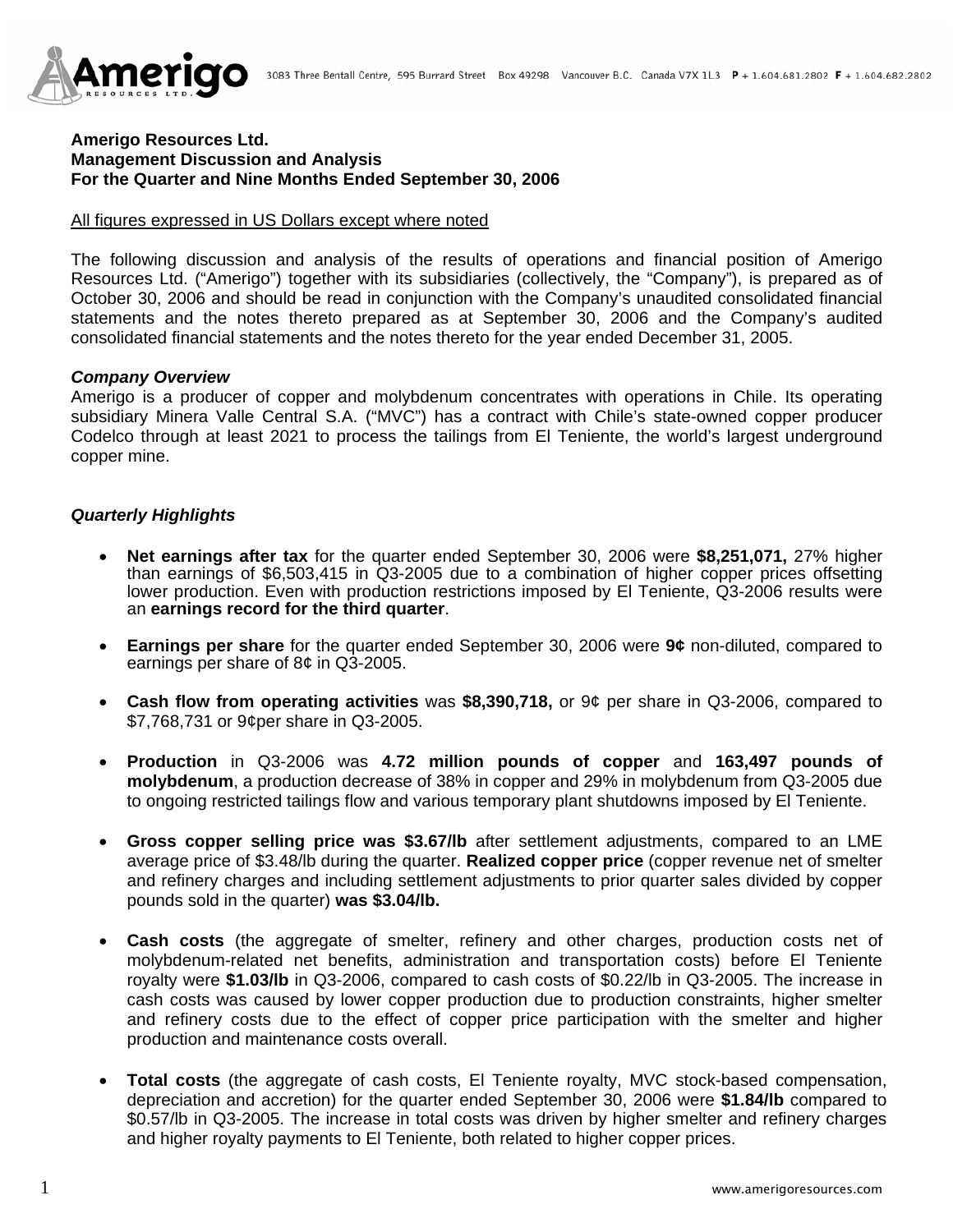**Amerigo Resources Ltd.**
**Management Discussion and Analysis**
**For the Quarter and Nine Months Ended September 30, 2006**

All figures expressed in US Dollars except where noted

The following discussion and analysis of the results of operations and financial position of Amerigo Resources Ltd. ("Amerigo") together with its subsidiaries (collectively, the "Company"), is prepared as of October 30, 2006 and should be read in conjunction with the Company's unaudited consolidated financial statements and the notes thereto prepared as at September 30, 2006 and the Company's audited consolidated financial statements and the notes thereto for the year ended December 31, 2005.

### *Company Overview*

Amerigo is a producer of copper and molybdenum concentrates with operations in Chile. Its operating subsidiary Minera Valle Central S.A. ("MVC") has a contract with Chile's state-owned copper producer Codelco through at least 2021 to process the tailings from El Teniente, the world's largest underground copper mine.

### *Quarterly Highlights*

- **Net earnings after tax** for the quarter ended September 30, 2006 were **$8,251,071,** 27% higher than earnings of $6,503,415 in Q3-2005 due to a combination of higher copper prices offsetting lower production. Even with production restrictions imposed by El Teniente, Q3-2006 results were an **earnings record for the third quarter**.

- **Earnings per share** for the quarter ended September 30, 2006 were **9¢** non-diluted, compared to earnings per share of 8¢ in Q3-2005.

- **Cash flow from operating activities** was **$8,390,718,** or 9¢ per share in Q3-2006, compared to $7,768,731 or 9¢per share in Q3-2005.

- **Production** in Q3-2006 was **4.72 million pounds of copper** and **163,497 pounds of molybdenum**, a production decrease of 38% in copper and 29% in molybdenum from Q3-2005 due to ongoing restricted tailings flow and various temporary plant shutdowns imposed by El Teniente.

- **Gross copper selling price was $3.67/lb** after settlement adjustments, compared to an LME average price of $3.48/lb during the quarter. **Realized copper price** (copper revenue net of smelter and refinery charges and including settlement adjustments to prior quarter sales divided by copper pounds sold in the quarter) **was $3.04/lb.**

- **Cash costs** (the aggregate of smelter, refinery and other charges, production costs net of molybdenum-related net benefits, administration and transportation costs) before El Teniente royalty were **$1.03/lb** in Q3-2006, compared to cash costs of $0.22/lb in Q3-2005. The increase in cash costs was caused by lower copper production due to production constraints, higher smelter and refinery costs due to the effect of copper price participation with the smelter and higher production and maintenance costs overall.

- **Total costs** (the aggregate of cash costs, El Teniente royalty, MVC stock-based compensation, depreciation and accretion) for the quarter ended September 30, 2006 were **$1.84/lb** compared to $0.57/lb in Q3-2005. The increase in total costs was driven by higher smelter and refinery charges and higher royalty payments to El Teniente, both related to higher copper prices.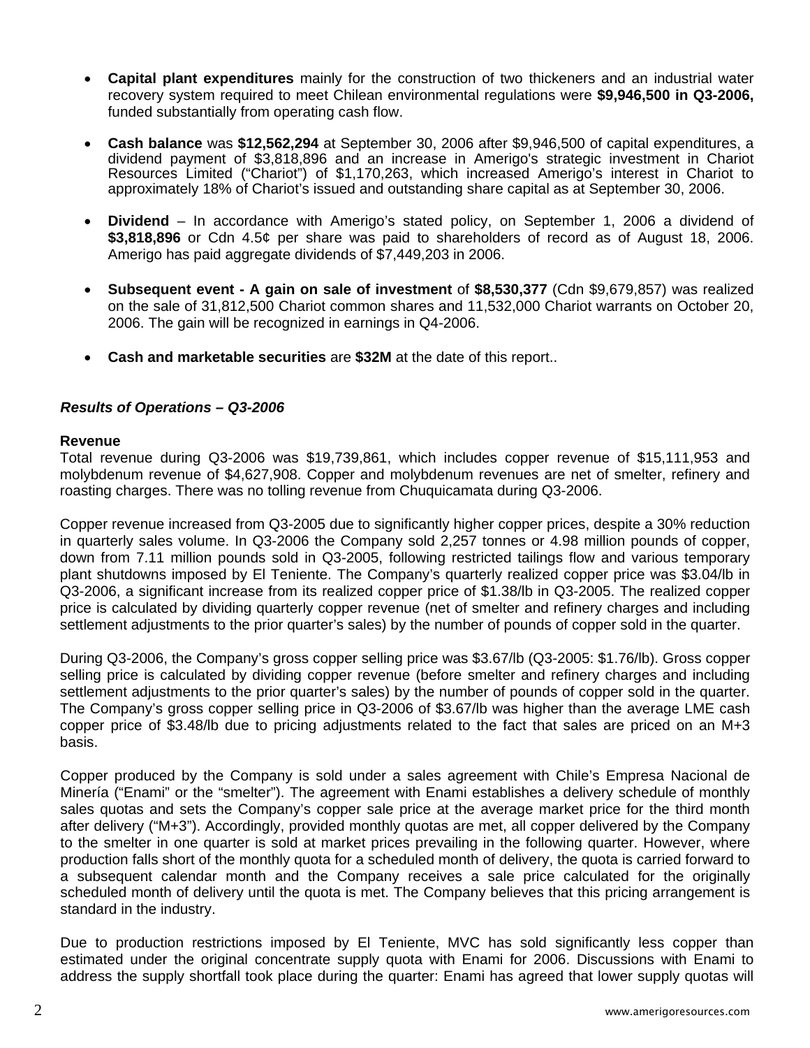- **Capital plant expenditures** mainly for the construction of two thickeners and an industrial water recovery system required to meet Chilean environmental regulations were **$9,946,500 in Q3-2006,** funded substantially from operating cash flow.

- **Cash balance** was **$12,562,294** at September 30, 2006 after $9,946,500 of capital expenditures, a dividend payment of $3,818,896 and an increase in Amerigo's strategic investment in Chariot Resources Limited ("Chariot") of $1,170,263, which increased Amerigo's interest in Chariot to approximately 18% of Chariot's issued and outstanding share capital as at September 30, 2006.

- **Dividend** – In accordance with Amerigo's stated policy, on September 1, 2006 a dividend of **$3,818,896** or Cdn 4.5¢ per share was paid to shareholders of record as of August 18, 2006. Amerigo has paid aggregate dividends of $7,449,203 in 2006.

- **Subsequent event - A gain on sale of investment** of **$8,530,377** (Cdn $9,679,857) was realized on the sale of 31,812,500 Chariot common shares and 11,532,000 Chariot warrants on October 20, 2006. The gain will be recognized in earnings in Q4-2006.

- **Cash and marketable securities** are **$32M** at the date of this report..

***Results of Operations – Q3-2006***

**Revenue**

Total revenue during Q3-2006 was $19,739,861, which includes copper revenue of $15,111,953 and molybdenum revenue of $4,627,908. Copper and molybdenum revenues are net of smelter, refinery and roasting charges. There was no tolling revenue from Chuquicamata during Q3-2006.

Copper revenue increased from Q3-2005 due to significantly higher copper prices, despite a 30% reduction in quarterly sales volume. In Q3-2006 the Company sold 2,257 tonnes or 4.98 million pounds of copper, down from 7.11 million pounds sold in Q3-2005, following restricted tailings flow and various temporary plant shutdowns imposed by El Teniente. The Company's quarterly realized copper price was $3.04/lb in Q3-2006, a significant increase from its realized copper price of $1.38/lb in Q3-2005. The realized copper price is calculated by dividing quarterly copper revenue (net of smelter and refinery charges and including settlement adjustments to the prior quarter's sales) by the number of pounds of copper sold in the quarter.

During Q3-2006, the Company's gross copper selling price was $3.67/lb (Q3-2005: $1.76/lb). Gross copper selling price is calculated by dividing copper revenue (before smelter and refinery charges and including settlement adjustments to the prior quarter's sales) by the number of pounds of copper sold in the quarter. The Company's gross copper selling price in Q3-2006 of $3.67/lb was higher than the average LME cash copper price of $3.48/lb due to pricing adjustments related to the fact that sales are priced on an M+3 basis.

Copper produced by the Company is sold under a sales agreement with Chile's Empresa Nacional de Minería ("Enami" or the "smelter"). The agreement with Enami establishes a delivery schedule of monthly sales quotas and sets the Company's copper sale price at the average market price for the third month after delivery ("M+3"). Accordingly, provided monthly quotas are met, all copper delivered by the Company to the smelter in one quarter is sold at market prices prevailing in the following quarter. However, where production falls short of the monthly quota for a scheduled month of delivery, the quota is carried forward to a subsequent calendar month and the Company receives a sale price calculated for the originally scheduled month of delivery until the quota is met. The Company believes that this pricing arrangement is standard in the industry.

Due to production restrictions imposed by El Teniente, MVC has sold significantly less copper than estimated under the original concentrate supply quota with Enami for 2006. Discussions with Enami to address the supply shortfall took place during the quarter: Enami has agreed that lower supply quotas will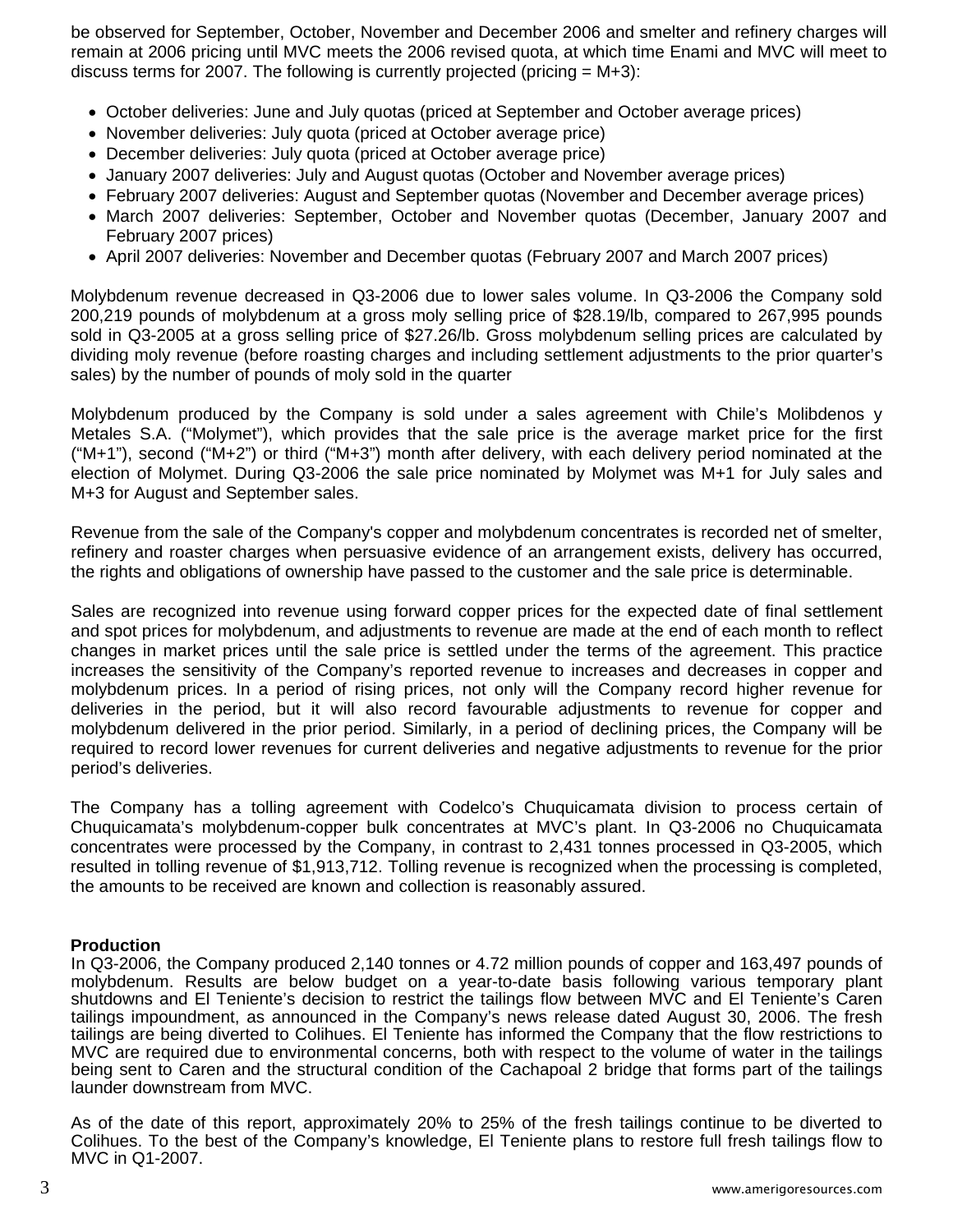be observed for September, October, November and December 2006 and smelter and refinery charges will remain at 2006 pricing until MVC meets the 2006 revised quota, at which time Enami and MVC will meet to discuss terms for 2007. The following is currently projected (pricing = M+3):

- October deliveries: June and July quotas (priced at September and October average prices)
- November deliveries: July quota (priced at October average price)
- December deliveries: July quota (priced at October average price)
- January 2007 deliveries: July and August quotas (October and November average prices)
- February 2007 deliveries: August and September quotas (November and December average prices)
- March 2007 deliveries: September, October and November quotas (December, January 2007 and February 2007 prices)
- April 2007 deliveries: November and December quotas (February 2007 and March 2007 prices)

Molybdenum revenue decreased in Q3-2006 due to lower sales volume. In Q3-2006 the Company sold 200,219 pounds of molybdenum at a gross moly selling price of $28.19/lb, compared to 267,995 pounds sold in Q3-2005 at a gross selling price of $27.26/lb. Gross molybdenum selling prices are calculated by dividing moly revenue (before roasting charges and including settlement adjustments to the prior quarter's sales) by the number of pounds of moly sold in the quarter

Molybdenum produced by the Company is sold under a sales agreement with Chile's Molibdenos y Metales S.A. ("Molymet"), which provides that the sale price is the average market price for the first ("M+1"), second ("M+2") or third ("M+3") month after delivery, with each delivery period nominated at the election of Molymet. During Q3-2006 the sale price nominated by Molymet was M+1 for July sales and M+3 for August and September sales.

Revenue from the sale of the Company's copper and molybdenum concentrates is recorded net of smelter, refinery and roaster charges when persuasive evidence of an arrangement exists, delivery has occurred, the rights and obligations of ownership have passed to the customer and the sale price is determinable.

Sales are recognized into revenue using forward copper prices for the expected date of final settlement and spot prices for molybdenum, and adjustments to revenue are made at the end of each month to reflect changes in market prices until the sale price is settled under the terms of the agreement. This practice increases the sensitivity of the Company's reported revenue to increases and decreases in copper and molybdenum prices. In a period of rising prices, not only will the Company record higher revenue for deliveries in the period, but it will also record favourable adjustments to revenue for copper and molybdenum delivered in the prior period. Similarly, in a period of declining prices, the Company will be required to record lower revenues for current deliveries and negative adjustments to revenue for the prior period's deliveries.

The Company has a tolling agreement with Codelco's Chuquicamata division to process certain of Chuquicamata's molybdenum-copper bulk concentrates at MVC's plant. In Q3-2006 no Chuquicamata concentrates were processed by the Company, in contrast to 2,431 tonnes processed in Q3-2005, which resulted in tolling revenue of $1,913,712. Tolling revenue is recognized when the processing is completed, the amounts to be received are known and collection is reasonably assured.

**Production**

In Q3-2006, the Company produced 2,140 tonnes or 4.72 million pounds of copper and 163,497 pounds of molybdenum. Results are below budget on a year-to-date basis following various temporary plant shutdowns and El Teniente's decision to restrict the tailings flow between MVC and El Teniente's Caren tailings impoundment, as announced in the Company's news release dated August 30, 2006. The fresh tailings are being diverted to Colihues. El Teniente has informed the Company that the flow restrictions to MVC are required due to environmental concerns, both with respect to the volume of water in the tailings being sent to Caren and the structural condition of the Cachapoal 2 bridge that forms part of the tailings launder downstream from MVC.

As of the date of this report, approximately 20% to 25% of the fresh tailings continue to be diverted to Colihues. To the best of the Company's knowledge, El Teniente plans to restore full fresh tailings flow to MVC in Q1-2007.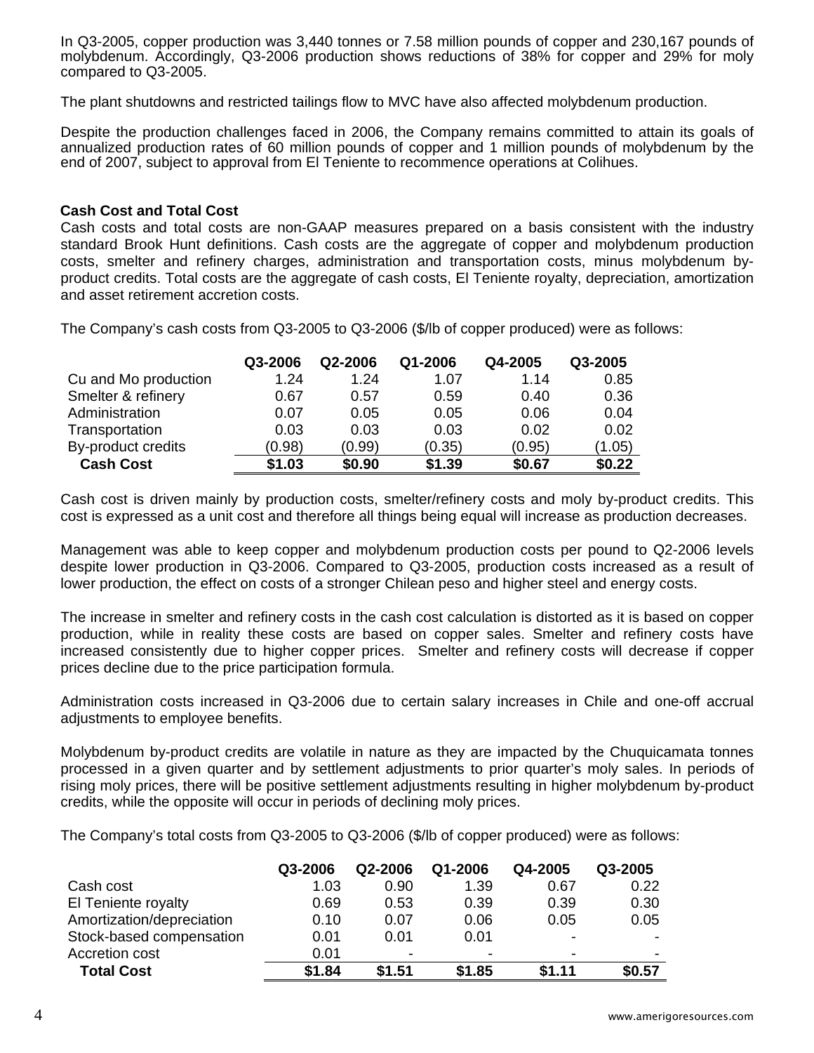In Q3-2005, copper production was 3,440 tonnes or 7.58 million pounds of copper and 230,167 pounds of molybdenum. Accordingly, Q3-2006 production shows reductions of 38% for copper and 29% for moly compared to Q3-2005.

The plant shutdowns and restricted tailings flow to MVC have also affected molybdenum production.

Despite the production challenges faced in 2006, the Company remains committed to attain its goals of annualized production rates of 60 million pounds of copper and 1 million pounds of molybdenum by the end of 2007, subject to approval from El Teniente to recommence operations at Colihues.

### Cash Cost and Total Cost

Cash costs and total costs are non-GAAP measures prepared on a basis consistent with the industry standard Brook Hunt definitions. Cash costs are the aggregate of copper and molybdenum production costs, smelter and refinery charges, administration and transportation costs, minus molybdenum by-product credits. Total costs are the aggregate of cash costs, El Teniente royalty, depreciation, amortization and asset retirement accretion costs.

The Company's cash costs from Q3-2005 to Q3-2006 ($/lb of copper produced) were as follows:

| | Q3-2006 | Q2-2006 | Q1-2006 | Q4-2005 | Q3-2005 |
|---|---|---|---|---|---|
| Cu and Mo production | 1.24 | 1.24 | 1.07 | 1.14 | 0.85 |
| Smelter & refinery | 0.67 | 0.57 | 0.59 | 0.40 | 0.36 |
| Administration | 0.07 | 0.05 | 0.05 | 0.06 | 0.04 |
| Transportation | 0.03 | 0.03 | 0.03 | 0.02 | 0.02 |
| By-product credits | (0.98) | (0.99) | (0.35) | (0.95) | (1.05) |
| **Cash Cost** | **$1.03** | **$0.90** | **$1.39** | **$0.67** | **$0.22** |

Cash cost is driven mainly by production costs, smelter/refinery costs and moly by-product credits. This cost is expressed as a unit cost and therefore all things being equal will increase as production decreases.

Management was able to keep copper and molybdenum production costs per pound to Q2-2006 levels despite lower production in Q3-2006. Compared to Q3-2005, production costs increased as a result of lower production, the effect on costs of a stronger Chilean peso and higher steel and energy costs.

The increase in smelter and refinery costs in the cash cost calculation is distorted as it is based on copper production, while in reality these costs are based on copper sales. Smelter and refinery costs have increased consistently due to higher copper prices. Smelter and refinery costs will decrease if copper prices decline due to the price participation formula.

Administration costs increased in Q3-2006 due to certain salary increases in Chile and one-off accrual adjustments to employee benefits.

Molybdenum by-product credits are volatile in nature as they are impacted by the Chuquicamata tonnes processed in a given quarter and by settlement adjustments to prior quarter's moly sales. In periods of rising moly prices, there will be positive settlement adjustments resulting in higher molybdenum by-product credits, while the opposite will occur in periods of declining moly prices.

The Company's total costs from Q3-2005 to Q3-2006 ($/lb of copper produced) were as follows:

| | Q3-2006 | Q2-2006 | Q1-2006 | Q4-2005 | Q3-2005 |
|---|---|---|---|---|---|
| Cash cost | 1.03 | 0.90 | 1.39 | 0.67 | 0.22 |
| El Teniente royalty | 0.69 | 0.53 | 0.39 | 0.39 | 0.30 |
| Amortization/depreciation | 0.10 | 0.07 | 0.06 | 0.05 | 0.05 |
| Stock-based compensation | 0.01 | 0.01 | 0.01 | - | - |
| Accretion cost | 0.01 | - | - | - | - |
| **Total Cost** | **$1.84** | **$1.51** | **$1.85** | **$1.11** | **$0.57** |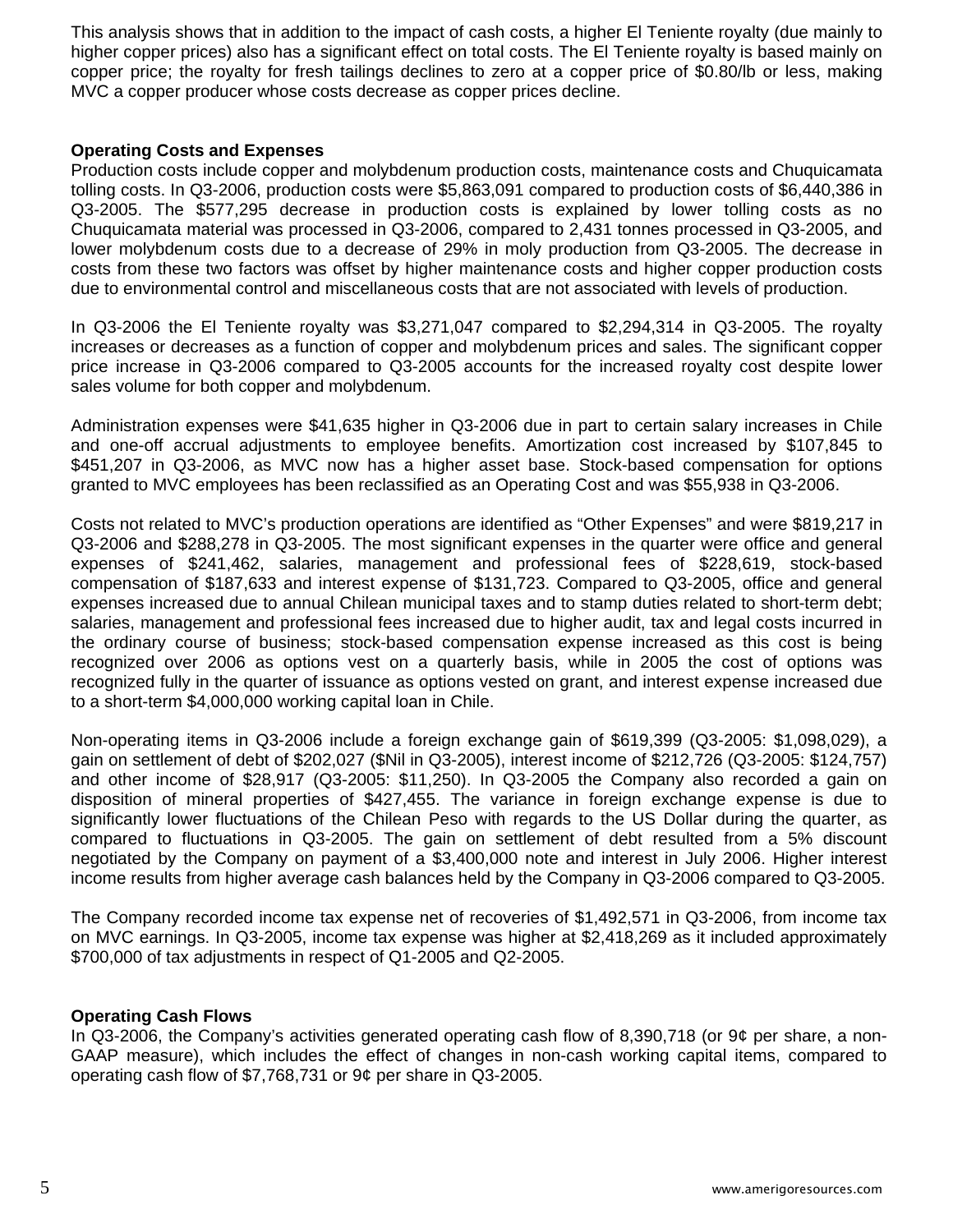This analysis shows that in addition to the impact of cash costs, a higher El Teniente royalty (due mainly to higher copper prices) also has a significant effect on total costs. The El Teniente royalty is based mainly on copper price; the royalty for fresh tailings declines to zero at a copper price of $0.80/lb or less, making MVC a copper producer whose costs decrease as copper prices decline.

**Operating Costs and Expenses**

Production costs include copper and molybdenum production costs, maintenance costs and Chuquicamata tolling costs. In Q3-2006, production costs were $5,863,091 compared to production costs of $6,440,386 in Q3-2005. The $577,295 decrease in production costs is explained by lower tolling costs as no Chuquicamata material was processed in Q3-2006, compared to 2,431 tonnes processed in Q3-2005, and lower molybdenum costs due to a decrease of 29% in moly production from Q3-2005. The decrease in costs from these two factors was offset by higher maintenance costs and higher copper production costs due to environmental control and miscellaneous costs that are not associated with levels of production.

In Q3-2006 the El Teniente royalty was $3,271,047 compared to $2,294,314 in Q3-2005. The royalty increases or decreases as a function of copper and molybdenum prices and sales. The significant copper price increase in Q3-2006 compared to Q3-2005 accounts for the increased royalty cost despite lower sales volume for both copper and molybdenum.

Administration expenses were $41,635 higher in Q3-2006 due in part to certain salary increases in Chile and one-off accrual adjustments to employee benefits. Amortization cost increased by $107,845 to $451,207 in Q3-2006, as MVC now has a higher asset base. Stock-based compensation for options granted to MVC employees has been reclassified as an Operating Cost and was $55,938 in Q3-2006.

Costs not related to MVC's production operations are identified as "Other Expenses" and were $819,217 in Q3-2006 and $288,278 in Q3-2005. The most significant expenses in the quarter were office and general expenses of $241,462, salaries, management and professional fees of $228,619, stock-based compensation of $187,633 and interest expense of $131,723. Compared to Q3-2005, office and general expenses increased due to annual Chilean municipal taxes and to stamp duties related to short-term debt; salaries, management and professional fees increased due to higher audit, tax and legal costs incurred in the ordinary course of business; stock-based compensation expense increased as this cost is being recognized over 2006 as options vest on a quarterly basis, while in 2005 the cost of options was recognized fully in the quarter of issuance as options vested on grant, and interest expense increased due to a short-term $4,000,000 working capital loan in Chile.

Non-operating items in Q3-2006 include a foreign exchange gain of $619,399 (Q3-2005: $1,098,029), a gain on settlement of debt of $202,027 ($Nil in Q3-2005), interest income of $212,726 (Q3-2005: $124,757) and other income of $28,917 (Q3-2005: $11,250). In Q3-2005 the Company also recorded a gain on disposition of mineral properties of $427,455. The variance in foreign exchange expense is due to significantly lower fluctuations of the Chilean Peso with regards to the US Dollar during the quarter, as compared to fluctuations in Q3-2005. The gain on settlement of debt resulted from a 5% discount negotiated by the Company on payment of a $3,400,000 note and interest in July 2006. Higher interest income results from higher average cash balances held by the Company in Q3-2006 compared to Q3-2005.

The Company recorded income tax expense net of recoveries of $1,492,571 in Q3-2006, from income tax on MVC earnings. In Q3-2005, income tax expense was higher at $2,418,269 as it included approximately $700,000 of tax adjustments in respect of Q1-2005 and Q2-2005.

**Operating Cash Flows**

In Q3-2006, the Company's activities generated operating cash flow of 8,390,718 (or 9¢ per share, a non-GAAP measure), which includes the effect of changes in non-cash working capital items, compared to operating cash flow of $7,768,731 or 9¢ per share in Q3-2005.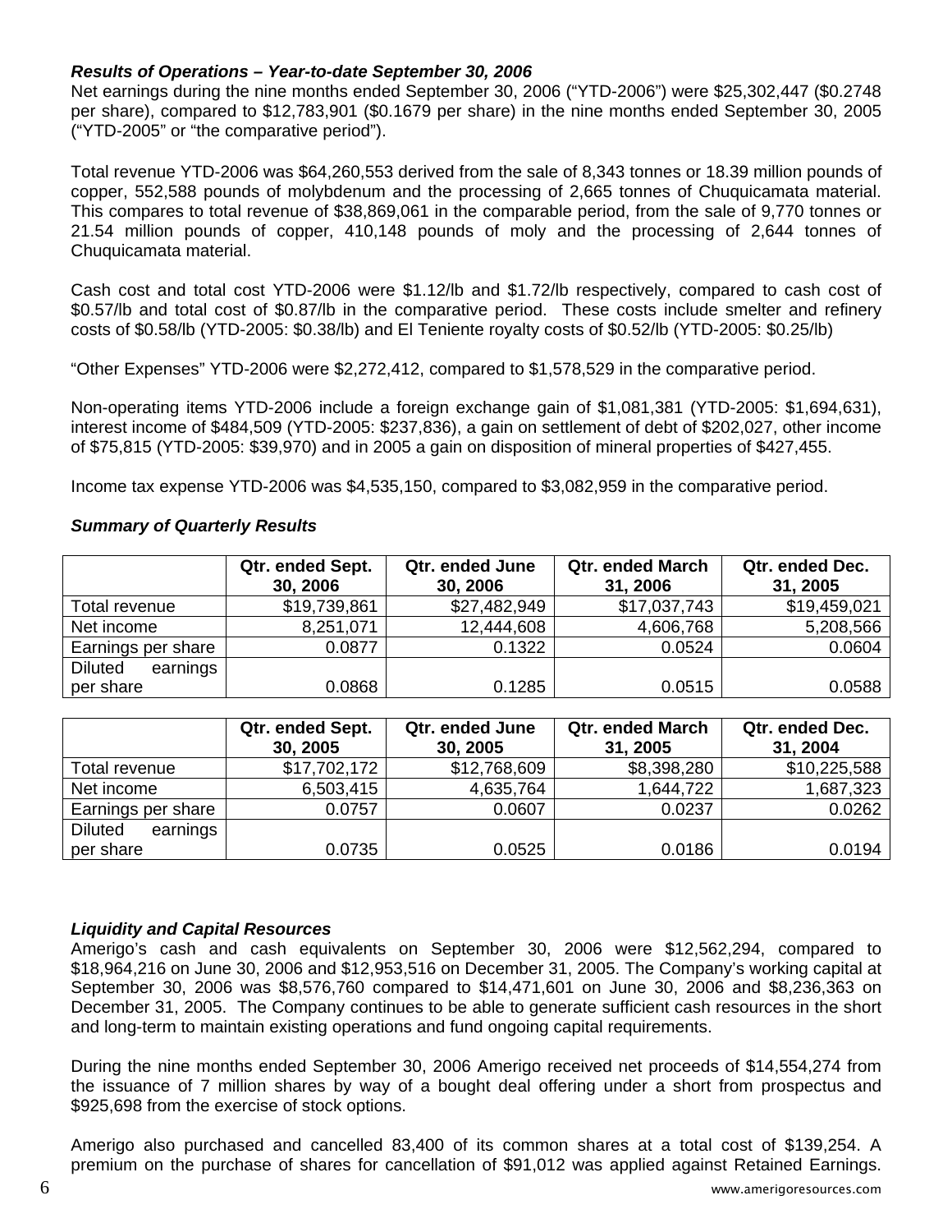### *Results of Operations – Year-to-date September 30, 2006*

Net earnings during the nine months ended September 30, 2006 ("YTD-2006") were $25,302,447 ($0.2748 per share), compared to $12,783,901 ($0.1679 per share) in the nine months ended September 30, 2005 ("YTD-2005" or "the comparative period").

Total revenue YTD-2006 was $64,260,553 derived from the sale of 8,343 tonnes or 18.39 million pounds of copper, 552,588 pounds of molybdenum and the processing of 2,665 tonnes of Chuquicamata material. This compares to total revenue of $38,869,061 in the comparable period, from the sale of 9,770 tonnes or 21.54 million pounds of copper, 410,148 pounds of moly and the processing of 2,644 tonnes of Chuquicamata material.

Cash cost and total cost YTD-2006 were $1.12/lb and $1.72/lb respectively, compared to cash cost of $0.57/lb and total cost of $0.87/lb in the comparative period. These costs include smelter and refinery costs of $0.58/lb (YTD-2005: $0.38/lb) and El Teniente royalty costs of $0.52/lb (YTD-2005: $0.25/lb)

"Other Expenses" YTD-2006 were $2,272,412, compared to $1,578,529 in the comparative period.

Non-operating items YTD-2006 include a foreign exchange gain of $1,081,381 (YTD-2005: $1,694,631), interest income of $484,509 (YTD-2005: $237,836), a gain on settlement of debt of $202,027, other income of $75,815 (YTD-2005: $39,970) and in 2005 a gain on disposition of mineral properties of $427,455.

Income tax expense YTD-2006 was $4,535,150, compared to $3,082,959 in the comparative period.

### *Summary of Quarterly Results*

| | Qtr. ended Sept. 30, 2006 | Qtr. ended June 30, 2006 | Qtr. ended March 31, 2006 | Qtr. ended Dec. 31, 2005 |
|---|---|---|---|---|
| Total revenue | $19,739,861 | $27,482,949 | $17,037,743 | $19,459,021 |
| Net income | 8,251,071 | 12,444,608 | 4,606,768 | 5,208,566 |
| Earnings per share | 0.0877 | 0.1322 | 0.0524 | 0.0604 |
| Diluted earnings per share | 0.0868 | 0.1285 | 0.0515 | 0.0588 |

| | Qtr. ended Sept. 30, 2005 | Qtr. ended June 30, 2005 | Qtr. ended March 31, 2005 | Qtr. ended Dec. 31, 2004 |
|---|---|---|---|---|
| Total revenue | $17,702,172 | $12,768,609 | $8,398,280 | $10,225,588 |
| Net income | 6,503,415 | 4,635,764 | 1,644,722 | 1,687,323 |
| Earnings per share | 0.0757 | 0.0607 | 0.0237 | 0.0262 |
| Diluted earnings per share | 0.0735 | 0.0525 | 0.0186 | 0.0194 |

### *Liquidity and Capital Resources*

Amerigo's cash and cash equivalents on September 30, 2006 were $12,562,294, compared to $18,964,216 on June 30, 2006 and $12,953,516 on December 31, 2005. The Company's working capital at September 30, 2006 was $8,576,760 compared to $14,471,601 on June 30, 2006 and $8,236,363 on December 31, 2005. The Company continues to be able to generate sufficient cash resources in the short and long-term to maintain existing operations and fund ongoing capital requirements.

During the nine months ended September 30, 2006 Amerigo received net proceeds of $14,554,274 from the issuance of 7 million shares by way of a bought deal offering under a short from prospectus and $925,698 from the exercise of stock options.

Amerigo also purchased and cancelled 83,400 of its common shares at a total cost of $139,254. A premium on the purchase of shares for cancellation of $91,012 was applied against Retained Earnings.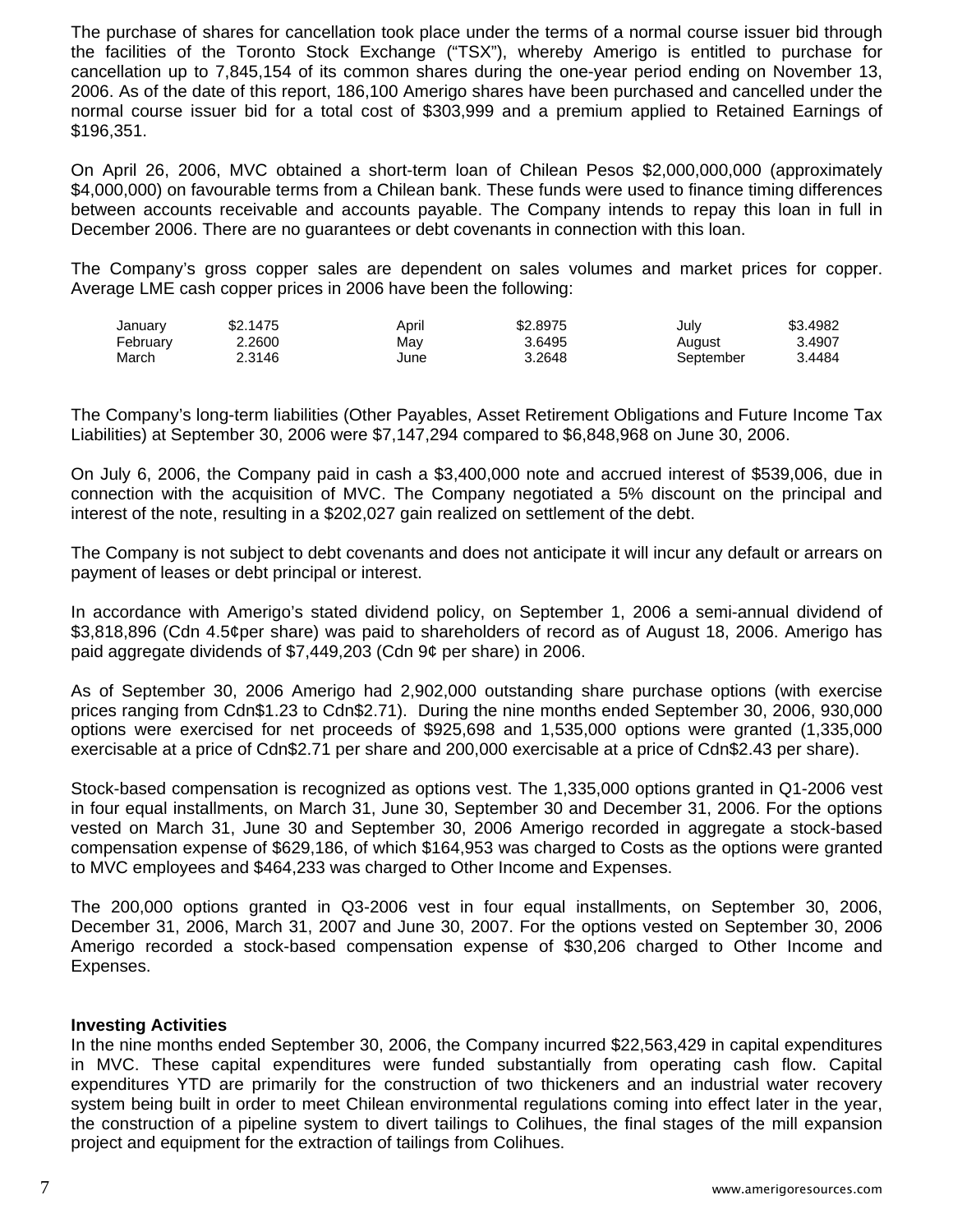The purchase of shares for cancellation took place under the terms of a normal course issuer bid through the facilities of the Toronto Stock Exchange ("TSX"), whereby Amerigo is entitled to purchase for cancellation up to 7,845,154 of its common shares during the one-year period ending on November 13, 2006. As of the date of this report, 186,100 Amerigo shares have been purchased and cancelled under the normal course issuer bid for a total cost of $303,999 and a premium applied to Retained Earnings of $196,351.

On April 26, 2006, MVC obtained a short-term loan of Chilean Pesos $2,000,000,000 (approximately $4,000,000) on favourable terms from a Chilean bank. These funds were used to finance timing differences between accounts receivable and accounts payable. The Company intends to repay this loan in full in December 2006. There are no guarantees or debt covenants in connection with this loan.

The Company's gross copper sales are dependent on sales volumes and market prices for copper. Average LME cash copper prices in 2006 have been the following:

| | | | | | |
|---|---|---|---|---|---|
| January | $2.1475 | April | $2.8975 | July | $3.4982 |
| February | 2.2600 | May | 3.6495 | August | 3.4907 |
| March | 2.3146 | June | 3.2648 | September | 3.4484 |

The Company's long-term liabilities (Other Payables, Asset Retirement Obligations and Future Income Tax Liabilities) at September 30, 2006 were $7,147,294 compared to $6,848,968 on June 30, 2006.

On July 6, 2006, the Company paid in cash a $3,400,000 note and accrued interest of $539,006, due in connection with the acquisition of MVC. The Company negotiated a 5% discount on the principal and interest of the note, resulting in a $202,027 gain realized on settlement of the debt.

The Company is not subject to debt covenants and does not anticipate it will incur any default or arrears on payment of leases or debt principal or interest.

In accordance with Amerigo's stated dividend policy, on September 1, 2006 a semi-annual dividend of $3,818,896 (Cdn 4.5¢per share) was paid to shareholders of record as of August 18, 2006. Amerigo has paid aggregate dividends of $7,449,203 (Cdn 9¢ per share) in 2006.

As of September 30, 2006 Amerigo had 2,902,000 outstanding share purchase options (with exercise prices ranging from Cdn$1.23 to Cdn$2.71). During the nine months ended September 30, 2006, 930,000 options were exercised for net proceeds of $925,698 and 1,535,000 options were granted (1,335,000 exercisable at a price of Cdn$2.71 per share and 200,000 exercisable at a price of Cdn$2.43 per share).

Stock-based compensation is recognized as options vest. The 1,335,000 options granted in Q1-2006 vest in four equal installments, on March 31, June 30, September 30 and December 31, 2006. For the options vested on March 31, June 30 and September 30, 2006 Amerigo recorded in aggregate a stock-based compensation expense of $629,186, of which $164,953 was charged to Costs as the options were granted to MVC employees and $464,233 was charged to Other Income and Expenses.

The 200,000 options granted in Q3-2006 vest in four equal installments, on September 30, 2006, December 31, 2006, March 31, 2007 and June 30, 2007. For the options vested on September 30, 2006 Amerigo recorded a stock-based compensation expense of $30,206 charged to Other Income and Expenses.

**Investing Activities**

In the nine months ended September 30, 2006, the Company incurred $22,563,429 in capital expenditures in MVC. These capital expenditures were funded substantially from operating cash flow. Capital expenditures YTD are primarily for the construction of two thickeners and an industrial water recovery system being built in order to meet Chilean environmental regulations coming into effect later in the year, the construction of a pipeline system to divert tailings to Colihues, the final stages of the mill expansion project and equipment for the extraction of tailings from Colihues.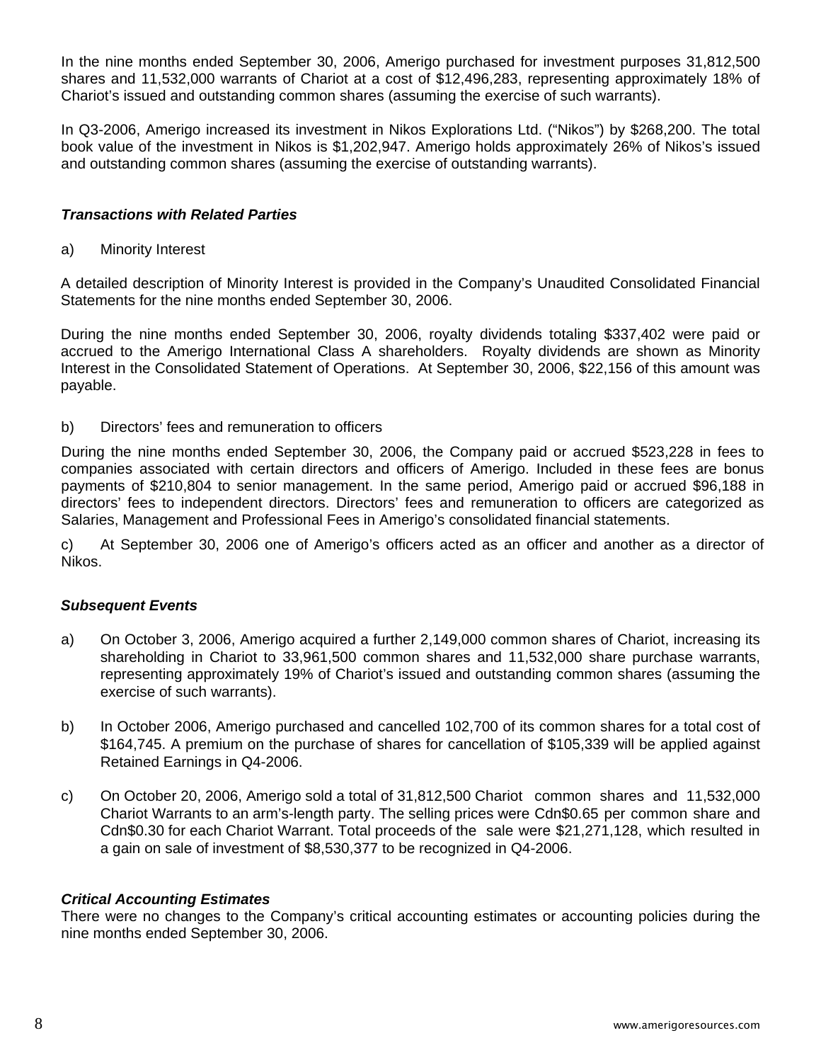In the nine months ended September 30, 2006, Amerigo purchased for investment purposes 31,812,500 shares and 11,532,000 warrants of Chariot at a cost of $12,496,283, representing approximately 18% of Chariot's issued and outstanding common shares (assuming the exercise of such warrants).

In Q3-2006, Amerigo increased its investment in Nikos Explorations Ltd. ("Nikos") by $268,200. The total book value of the investment in Nikos is $1,202,947. Amerigo holds approximately 26% of Nikos's issued and outstanding common shares (assuming the exercise of outstanding warrants).

### *Transactions with Related Parties*

a) Minority Interest

A detailed description of Minority Interest is provided in the Company's Unaudited Consolidated Financial Statements for the nine months ended September 30, 2006.

During the nine months ended September 30, 2006, royalty dividends totaling $337,402 were paid or accrued to the Amerigo International Class A shareholders. Royalty dividends are shown as Minority Interest in the Consolidated Statement of Operations. At September 30, 2006, $22,156 of this amount was payable.

b) Directors' fees and remuneration to officers

During the nine months ended September 30, 2006, the Company paid or accrued $523,228 in fees to companies associated with certain directors and officers of Amerigo. Included in these fees are bonus payments of $210,804 to senior management. In the same period, Amerigo paid or accrued $96,188 in directors' fees to independent directors. Directors' fees and remuneration to officers are categorized as Salaries, Management and Professional Fees in Amerigo's consolidated financial statements.

c) At September 30, 2006 one of Amerigo's officers acted as an officer and another as a director of Nikos.

### *Subsequent Events*

a) On October 3, 2006, Amerigo acquired a further 2,149,000 common shares of Chariot, increasing its shareholding in Chariot to 33,961,500 common shares and 11,532,000 share purchase warrants, representing approximately 19% of Chariot's issued and outstanding common shares (assuming the exercise of such warrants).

b) In October 2006, Amerigo purchased and cancelled 102,700 of its common shares for a total cost of $164,745. A premium on the purchase of shares for cancellation of $105,339 will be applied against Retained Earnings in Q4-2006.

c) On October 20, 2006, Amerigo sold a total of 31,812,500 Chariot common shares and 11,532,000 Chariot Warrants to an arm's-length party. The selling prices were Cdn$0.65 per common share and Cdn$0.30 for each Chariot Warrant. Total proceeds of the sale were $21,271,128, which resulted in a gain on sale of investment of $8,530,377 to be recognized in Q4-2006.

### *Critical Accounting Estimates*

There were no changes to the Company's critical accounting estimates or accounting policies during the nine months ended September 30, 2006.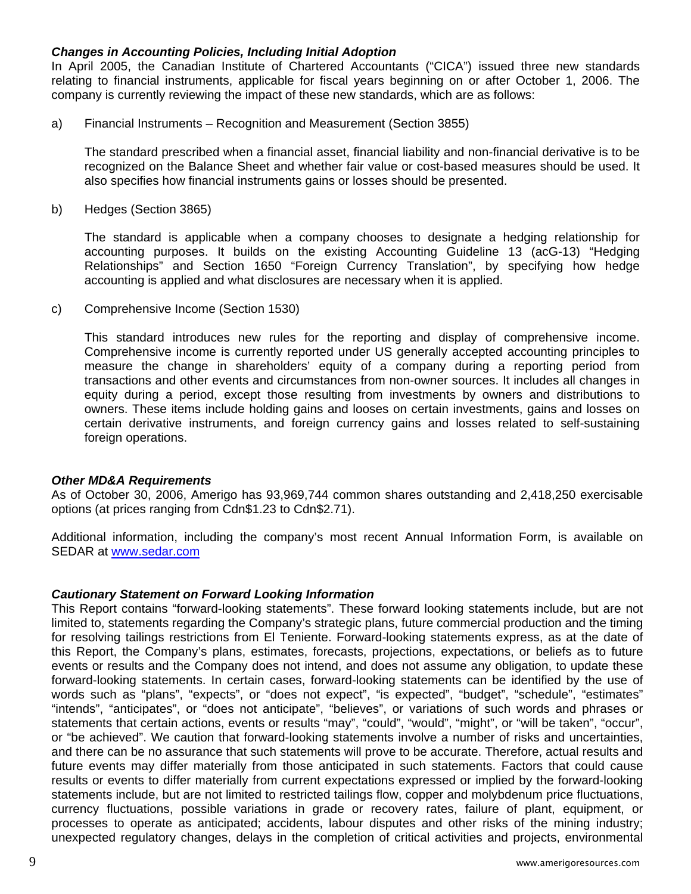### *Changes in Accounting Policies, Including Initial Adoption*

In April 2005, the Canadian Institute of Chartered Accountants ("CICA") issued three new standards relating to financial instruments, applicable for fiscal years beginning on or after October 1, 2006. The company is currently reviewing the impact of these new standards, which are as follows:

a) Financial Instruments – Recognition and Measurement (Section 3855)

   The standard prescribed when a financial asset, financial liability and non-financial derivative is to be recognized on the Balance Sheet and whether fair value or cost-based measures should be used. It also specifies how financial instruments gains or losses should be presented.

b) Hedges (Section 3865)

   The standard is applicable when a company chooses to designate a hedging relationship for accounting purposes. It builds on the existing Accounting Guideline 13 (acG-13) "Hedging Relationships" and Section 1650 "Foreign Currency Translation", by specifying how hedge accounting is applied and what disclosures are necessary when it is applied.

c) Comprehensive Income (Section 1530)

   This standard introduces new rules for the reporting and display of comprehensive income. Comprehensive income is currently reported under US generally accepted accounting principles to measure the change in shareholders' equity of a company during a reporting period from transactions and other events and circumstances from non-owner sources. It includes all changes in equity during a period, except those resulting from investments by owners and distributions to owners. These items include holding gains and looses on certain investments, gains and losses on certain derivative instruments, and foreign currency gains and losses related to self-sustaining foreign operations.

### *Other MD&A Requirements*

As of October 30, 2006, Amerigo has 93,969,744 common shares outstanding and 2,418,250 exercisable options (at prices ranging from Cdn$1.23 to Cdn$2.71).

Additional information, including the company's most recent Annual Information Form, is available on SEDAR at [www.sedar.com](http://www.sedar.com)

### *Cautionary Statement on Forward Looking Information*

This Report contains "forward-looking statements". These forward looking statements include, but are not limited to, statements regarding the Company's strategic plans, future commercial production and the timing for resolving tailings restrictions from El Teniente. Forward-looking statements express, as at the date of this Report, the Company's plans, estimates, forecasts, projections, expectations, or beliefs as to future events or results and the Company does not intend, and does not assume any obligation, to update these forward-looking statements. In certain cases, forward-looking statements can be identified by the use of words such as "plans", "expects", or "does not expect", "is expected", "budget", "schedule", "estimates" "intends", "anticipates", or "does not anticipate", "believes", or variations of such words and phrases or statements that certain actions, events or results "may", "could", "would", "might", or "will be taken", "occur", or "be achieved". We caution that forward-looking statements involve a number of risks and uncertainties, and there can be no assurance that such statements will prove to be accurate. Therefore, actual results and future events may differ materially from those anticipated in such statements. Factors that could cause results or events to differ materially from current expectations expressed or implied by the forward-looking statements include, but are not limited to restricted tailings flow, copper and molybdenum price fluctuations, currency fluctuations, possible variations in grade or recovery rates, failure of plant, equipment, or processes to operate as anticipated; accidents, labour disputes and other risks of the mining industry; unexpected regulatory changes, delays in the completion of critical activities and projects, environmental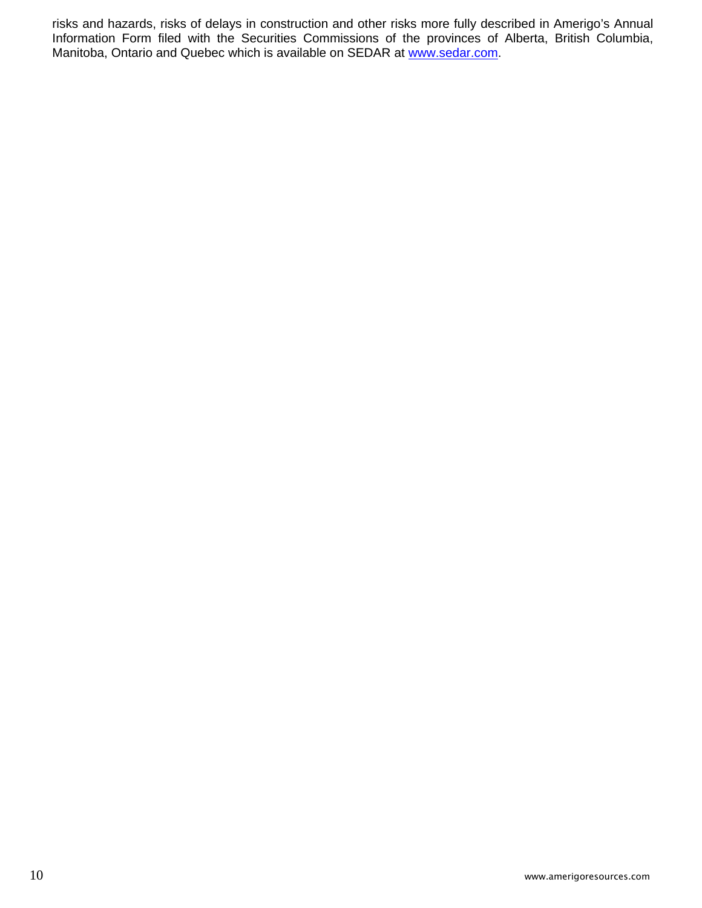risks and hazards, risks of delays in construction and other risks more fully described in Amerigo's Annual Information Form filed with the Securities Commissions of the provinces of Alberta, British Columbia, Manitoba, Ontario and Quebec which is available on SEDAR at [www.sedar.com](http://www.sedar.com).